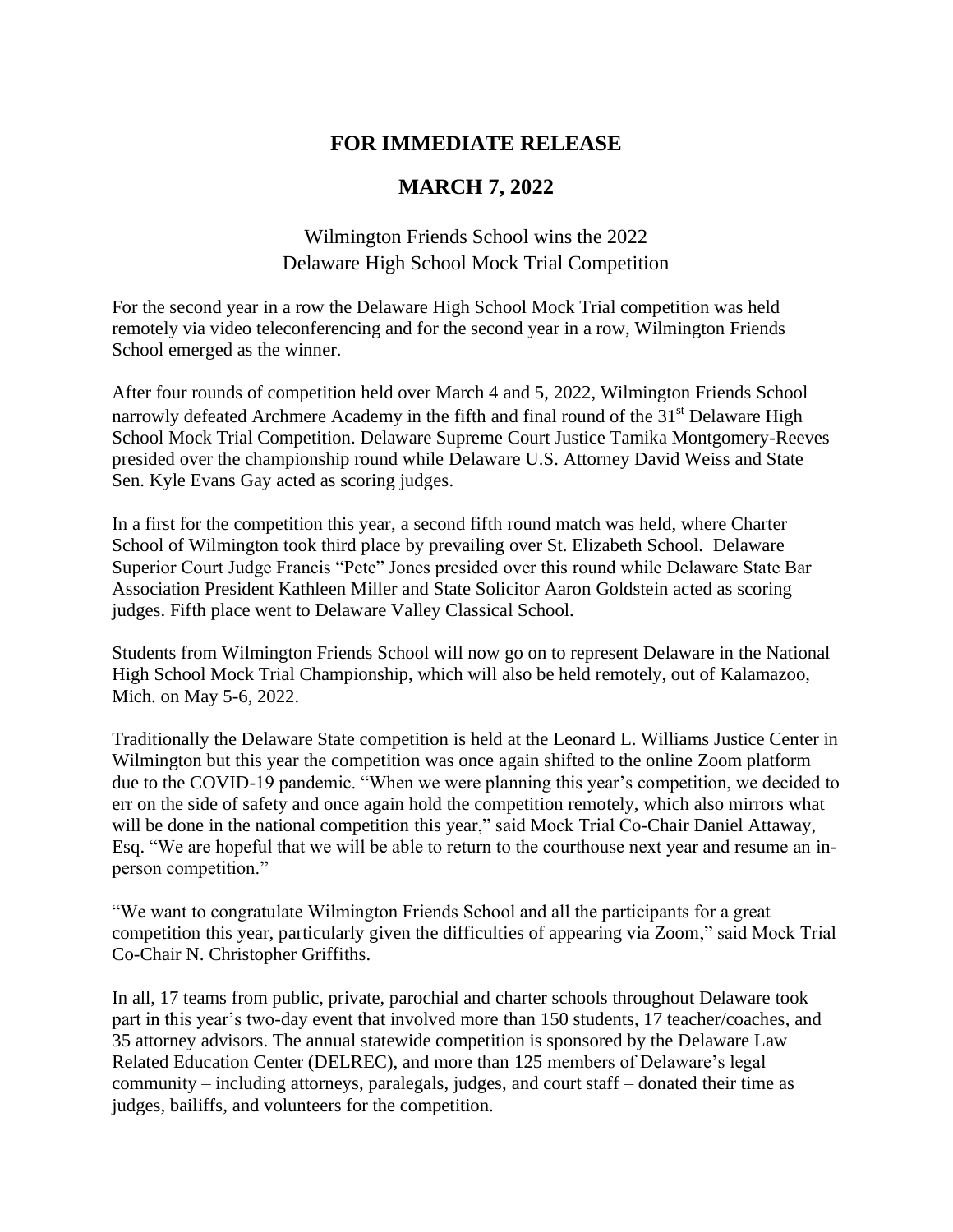# FOR IMMEDIATE RELEASE

# MARCH 7, 2022

## Wilmington Friends School wins the 2022 Delaware High School Mock Trial Competition

For the second year in a row the Delaware High School Mock Trial competition was held remotely via video teleconferencing and for the second year in a row, Wilmington Friends School emerged as the winner.

After four rounds of competition held over March 4 and 5, 2022, Wilmington Friends School narrowly defeated Archmere Academy in the fifth and final round of the 31st Delaware High School Mock Trial Competition. Delaware Supreme Court Justice Tamika Montgomery-Reeves presided over the championship round while Delaware U.S. Attorney David Weiss and State Sen. Kyle Evans Gay acted as scoring judges.

In a first for the competition this year, a second fifth round match was held, where Charter School of Wilmington took third place by prevailing over St. Elizabeth School. Delaware Superior Court Judge Francis "Pete" Jones presided over this round while Delaware State Bar Association President Kathleen Miller and State Solicitor Aaron Goldstein acted as scoring judges. Fifth place went to Delaware Valley Classical School.

Students from Wilmington Friends School will now go on to represent Delaware in the National High School Mock Trial Championship, which will also be held remotely, out of Kalamazoo, Mich. on May 5-6, 2022.

Traditionally the Delaware State competition is held at the Leonard L. Williams Justice Center in Wilmington but this year the competition was once again shifted to the online Zoom platform due to the COVID-19 pandemic. "When we were planning this year's competition, we decided to err on the side of safety and once again hold the competition remotely, which also mirrors what will be done in the national competition this year," said Mock Trial Co-Chair Daniel Attaway, Esq. "We are hopeful that we will be able to return to the courthouse next year and resume an in-person competition."

"We want to congratulate Wilmington Friends School and all the participants for a great competition this year, particularly given the difficulties of appearing via Zoom," said Mock Trial Co-Chair N. Christopher Griffiths.

In all, 17 teams from public, private, parochial and charter schools throughout Delaware took part in this year's two-day event that involved more than 150 students, 17 teacher/coaches, and 35 attorney advisors. The annual statewide competition is sponsored by the Delaware Law Related Education Center (DELREC), and more than 125 members of Delaware's legal community – including attorneys, paralegals, judges, and court staff – donated their time as judges, bailiffs, and volunteers for the competition.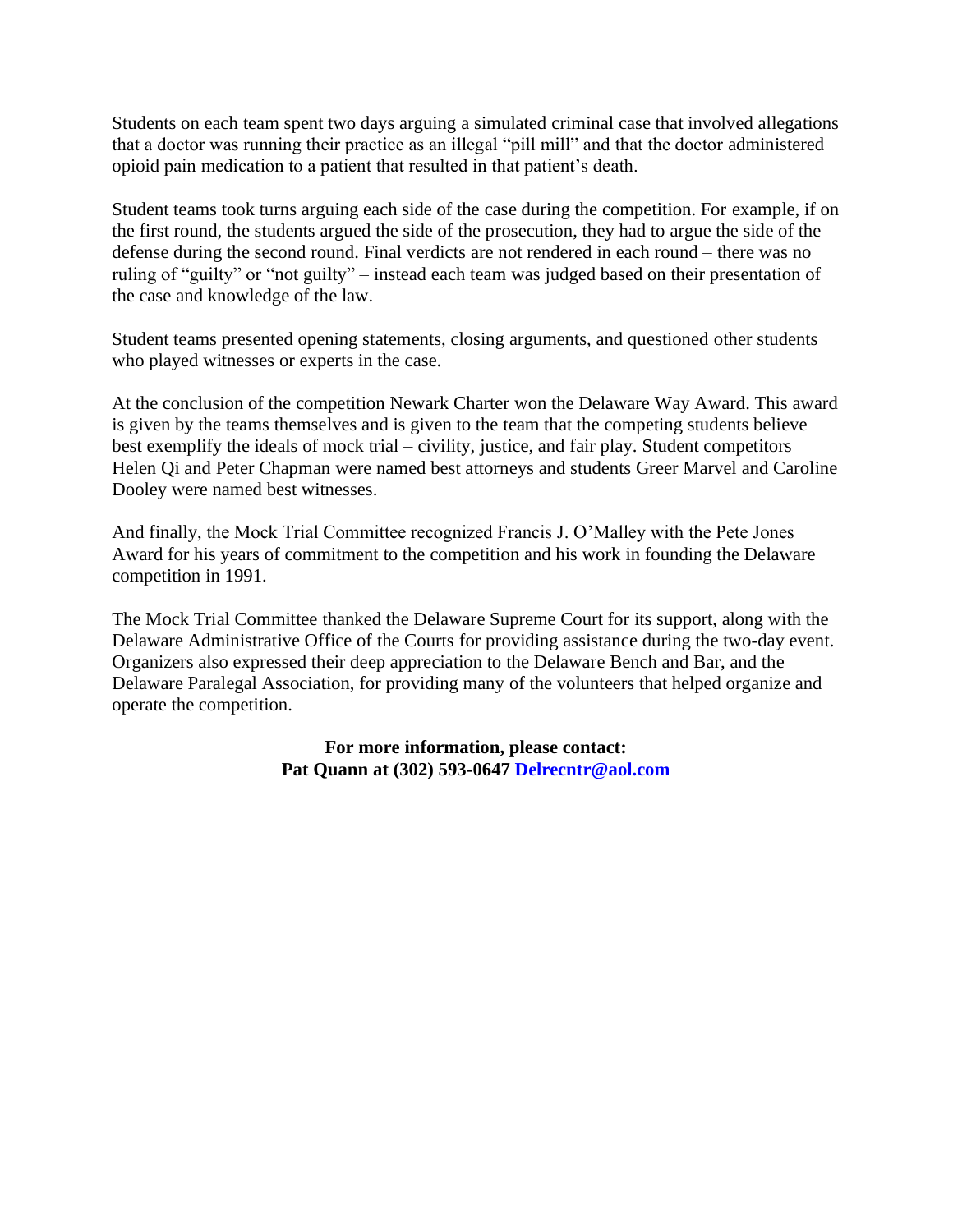Students on each team spent two days arguing a simulated criminal case that involved allegations that a doctor was running their practice as an illegal "pill mill" and that the doctor administered opioid pain medication to a patient that resulted in that patient's death.

Student teams took turns arguing each side of the case during the competition. For example, if on the first round, the students argued the side of the prosecution, they had to argue the side of the defense during the second round. Final verdicts are not rendered in each round – there was no ruling of "guilty" or "not guilty" – instead each team was judged based on their presentation of the case and knowledge of the law.

Student teams presented opening statements, closing arguments, and questioned other students who played witnesses or experts in the case.

At the conclusion of the competition Newark Charter won the Delaware Way Award. This award is given by the teams themselves and is given to the team that the competing students believe best exemplify the ideals of mock trial – civility, justice, and fair play. Student competitors Helen Qi and Peter Chapman were named best attorneys and students Greer Marvel and Caroline Dooley were named best witnesses.

And finally, the Mock Trial Committee recognized Francis J. O'Malley with the Pete Jones Award for his years of commitment to the competition and his work in founding the Delaware competition in 1991.

The Mock Trial Committee thanked the Delaware Supreme Court for its support, along with the Delaware Administrative Office of the Courts for providing assistance during the two-day event. Organizers also expressed their deep appreciation to the Delaware Bench and Bar, and the Delaware Paralegal Association, for providing many of the volunteers that helped organize and operate the competition.

**For more information, please contact:**
**Pat Quann at (302) 593-0647 Delrecntr@aol.com**